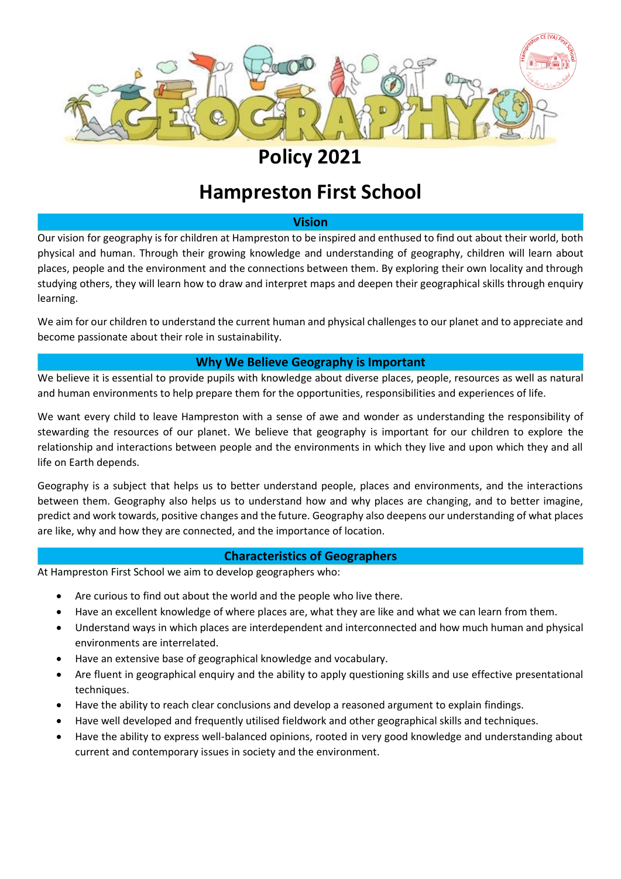# Policy 2021

# Hampreston First School

## Vision

Our vision for geography is for children at Hampreston to be inspired and enthused to find out about their world, both physical and human. Through their growing knowledge and understanding of geography, children will learn about places, people and the environment and the connections between them. By exploring their own locality and through studying others, they will learn how to draw and interpret maps and deepen their geographical skills through enquiry learning.

We aim for our children to understand the current human and physical challenges to our planet and to appreciate and become passionate about their role in sustainability.

## Why We Believe Geography is Important

We believe it is essential to provide pupils with knowledge about diverse places, people, resources as well as natural and human environments to help prepare them for the opportunities, responsibilities and experiences of life.

We want every child to leave Hampreston with a sense of awe and wonder as understanding the responsibility of stewarding the resources of our planet. We believe that geography is important for our children to explore the relationship and interactions between people and the environments in which they live and upon which they and all life on Earth depends.

Geography is a subject that helps us to better understand people, places and environments, and the interactions between them. Geography also helps us to understand how and why places are changing, and to better imagine, predict and work towards, positive changes and the future. Geography also deepens our understanding of what places are like, why and how they are connected, and the importance of location.

## Characteristics of Geographers

At Hampreston First School we aim to develop geographers who:

- Are curious to find out about the world and the people who live there.
- Have an excellent knowledge of where places are, what they are like and what we can learn from them.
- Understand ways in which places are interdependent and interconnected and how much human and physical environments are interrelated.
- Have an extensive base of geographical knowledge and vocabulary.
- Are fluent in geographical enquiry and the ability to apply questioning skills and use effective presentational techniques.
- Have the ability to reach clear conclusions and develop a reasoned argument to explain findings.
- Have well developed and frequently utilised fieldwork and other geographical skills and techniques.
- Have the ability to express well-balanced opinions, rooted in very good knowledge and understanding about current and contemporary issues in society and the environment.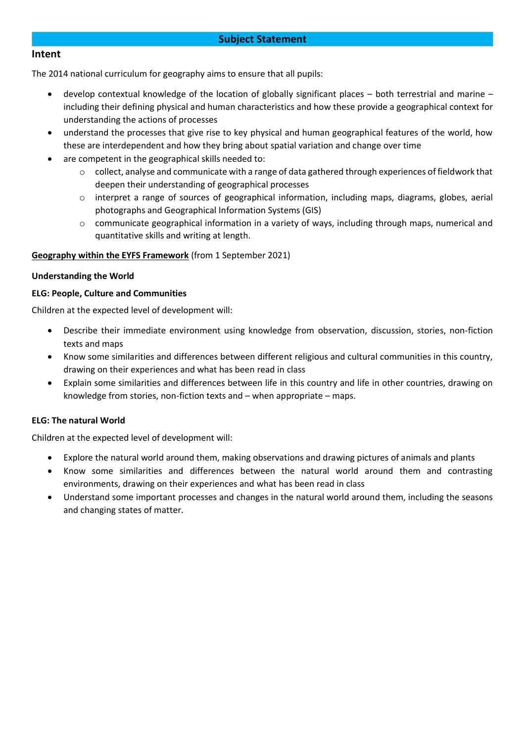## Subject Statement

### Intent

The 2014 national curriculum for geography aims to ensure that all pupils:

- develop contextual knowledge of the location of globally significant places – both terrestrial and marine – including their defining physical and human characteristics and how these provide a geographical context for understanding the actions of processes
- understand the processes that give rise to key physical and human geographical features of the world, how these are interdependent and how they bring about spatial variation and change over time
- are competent in the geographical skills needed to:
    - collect, analyse and communicate with a range of data gathered through experiences of fieldwork that deepen their understanding of geographical processes
    - interpret a range of sources of geographical information, including maps, diagrams, globes, aerial photographs and Geographical Information Systems (GIS)
    - communicate geographical information in a variety of ways, including through maps, numerical and quantitative skills and writing at length.

**Geography within the EYFS Framework** (from 1 September 2021)

**Understanding the World**

**ELG: People, Culture and Communities**

Children at the expected level of development will:

- Describe their immediate environment using knowledge from observation, discussion, stories, non-fiction texts and maps
- Know some similarities and differences between different religious and cultural communities in this country, drawing on their experiences and what has been read in class
- Explain some similarities and differences between life in this country and life in other countries, drawing on knowledge from stories, non-fiction texts and – when appropriate – maps.

**ELG: The natural World**

Children at the expected level of development will:

- Explore the natural world around them, making observations and drawing pictures of animals and plants
- Know some similarities and differences between the natural world around them and contrasting environments, drawing on their experiences and what has been read in class
- Understand some important processes and changes in the natural world around them, including the seasons and changing states of matter.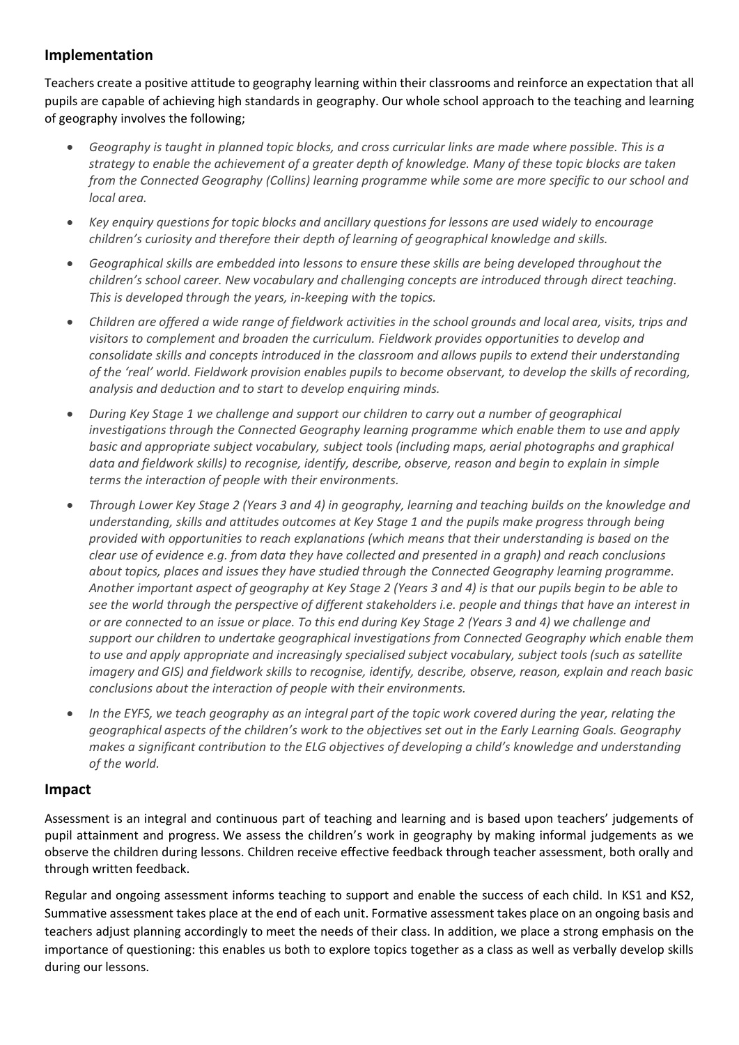## Implementation

Teachers create a positive attitude to geography learning within their classrooms and reinforce an expectation that all pupils are capable of achieving high standards in geography. Our whole school approach to the teaching and learning of geography involves the following;

- *Geography is taught in planned topic blocks, and cross curricular links are made where possible. This is a strategy to enable the achievement of a greater depth of knowledge. Many of these topic blocks are taken from the Connected Geography (Collins) learning programme while some are more specific to our school and local area.*
- *Key enquiry questions for topic blocks and ancillary questions for lessons are used widely to encourage children's curiosity and therefore their depth of learning of geographical knowledge and skills.*
- *Geographical skills are embedded into lessons to ensure these skills are being developed throughout the children's school career. New vocabulary and challenging concepts are introduced through direct teaching. This is developed through the years, in-keeping with the topics.*
- *Children are offered a wide range of fieldwork activities in the school grounds and local area, visits, trips and visitors to complement and broaden the curriculum. Fieldwork provides opportunities to develop and consolidate skills and concepts introduced in the classroom and allows pupils to extend their understanding of the 'real' world. Fieldwork provision enables pupils to become observant, to develop the skills of recording, analysis and deduction and to start to develop enquiring minds.*
- *During Key Stage 1 we challenge and support our children to carry out a number of geographical investigations through the Connected Geography learning programme which enable them to use and apply basic and appropriate subject vocabulary, subject tools (including maps, aerial photographs and graphical data and fieldwork skills) to recognise, identify, describe, observe, reason and begin to explain in simple terms the interaction of people with their environments.*
- *Through Lower Key Stage 2 (Years 3 and 4) in geography, learning and teaching builds on the knowledge and understanding, skills and attitudes outcomes at Key Stage 1 and the pupils make progress through being provided with opportunities to reach explanations (which means that their understanding is based on the clear use of evidence e.g. from data they have collected and presented in a graph) and reach conclusions about topics, places and issues they have studied through the Connected Geography learning programme. Another important aspect of geography at Key Stage 2 (Years 3 and 4) is that our pupils begin to be able to see the world through the perspective of different stakeholders i.e. people and things that have an interest in or are connected to an issue or place. To this end during Key Stage 2 (Years 3 and 4) we challenge and support our children to undertake geographical investigations from Connected Geography which enable them to use and apply appropriate and increasingly specialised subject vocabulary, subject tools (such as satellite imagery and GIS) and fieldwork skills to recognise, identify, describe, observe, reason, explain and reach basic conclusions about the interaction of people with their environments.*
- *In the EYFS, we teach geography as an integral part of the topic work covered during the year, relating the geographical aspects of the children's work to the objectives set out in the Early Learning Goals. Geography makes a significant contribution to the ELG objectives of developing a child's knowledge and understanding of the world.*

## Impact

Assessment is an integral and continuous part of teaching and learning and is based upon teachers' judgements of pupil attainment and progress. We assess the children's work in geography by making informal judgements as we observe the children during lessons. Children receive effective feedback through teacher assessment, both orally and through written feedback.

Regular and ongoing assessment informs teaching to support and enable the success of each child. In KS1 and KS2, Summative assessment takes place at the end of each unit. Formative assessment takes place on an ongoing basis and teachers adjust planning accordingly to meet the needs of their class. In addition, we place a strong emphasis on the importance of questioning: this enables us both to explore topics together as a class as well as verbally develop skills during our lessons.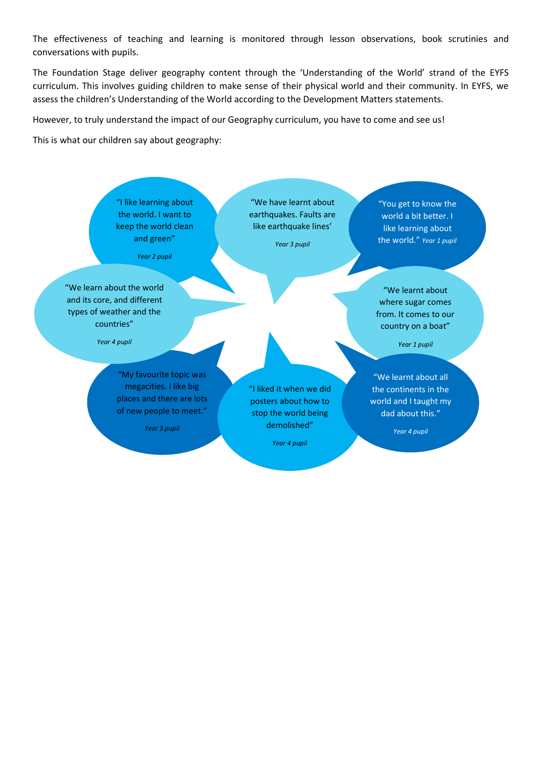The effectiveness of teaching and learning is monitored through lesson observations, book scrutinies and conversations with pupils.

The Foundation Stage deliver geography content through the 'Understanding of the World' strand of the EYFS curriculum. This involves guiding children to make sense of their physical world and their community. In EYFS, we assess the children's Understanding of the World according to the Development Matters statements.

However, to truly understand the impact of our Geography curriculum, you have to come and see us!

This is what our children say about geography:

"I like learning about the world. I want to keep the world clean and green"

*Year 2 pupil*

"We have learnt about earthquakes. Faults are like earthquake lines'

*Year 3 pupil*

"You get to know the world a bit better. I like learning about the world." *Year 1 pupil*

"We learn about the world and its core, and different types of weather and the countries"

*Year 4 pupil*

"We learnt about where sugar comes from. It comes to our country on a boat"

*Year 1 pupil*

"My favourite topic was megacities. I like big places and there are lots of new people to meet."

*Year 3 pupil*

"I liked it when we did posters about how to stop the world being demolished"

*Year 4 pupil*

"We learnt about all the continents in the world and I taught my dad about this."

*Year 4 pupil*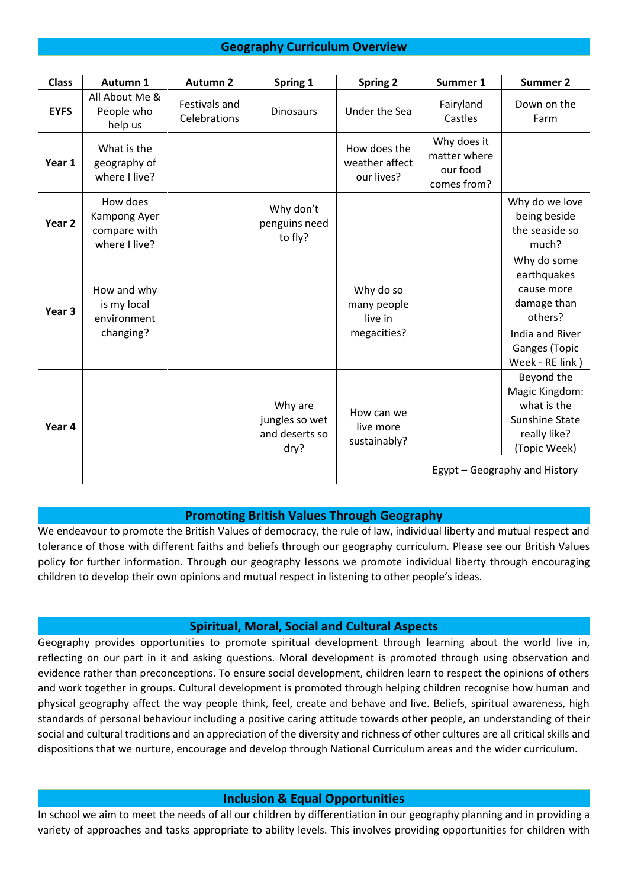## Geography Curriculum Overview

| Class | Autumn 1 | Autumn 2 | Spring 1 | Spring 2 | Summer 1 | Summer 2 |
|---|---|---|---|---|---|---|
| **EYFS** | All About Me & People who help us | Festivals and Celebrations | Dinosaurs | Under the Sea | Fairyland Castles | Down on the Farm |
| **Year 1** | What is the geography of where I live? | | | How does the weather affect our lives? | Why does it matter where our food comes from? | |
| **Year 2** | How does Kampong Ayer compare with where I live? | | Why don't penguins need to fly? | | | Why do we love being beside the seaside so much? |
| **Year 3** | How and why is my local environment changing? | | | Why do so many people live in megacities? | | Why do some earthquakes cause more damage than others? India and River Ganges (Topic Week - RE link ) |
| **Year 4** | | | Why are jungles so wet and deserts so dry? | How can we live more sustainably? | Egypt – Geography and History | Beyond the Magic Kingdom: what is the Sunshine State really like? (Topic Week) Egypt – Geography and History |

## Promoting British Values Through Geography

We endeavour to promote the British Values of democracy, the rule of law, individual liberty and mutual respect and tolerance of those with different faiths and beliefs through our geography curriculum. Please see our British Values policy for further information. Through our geography lessons we promote individual liberty through encouraging children to develop their own opinions and mutual respect in listening to other people's ideas.

## Spiritual, Moral, Social and Cultural Aspects

Geography provides opportunities to promote spiritual development through learning about the world live in, reflecting on our part in it and asking questions. Moral development is promoted through using observation and evidence rather than preconceptions. To ensure social development, children learn to respect the opinions of others and work together in groups. Cultural development is promoted through helping children recognise how human and physical geography affect the way people think, feel, create and behave and live. Beliefs, spiritual awareness, high standards of personal behaviour including a positive caring attitude towards other people, an understanding of their social and cultural traditions and an appreciation of the diversity and richness of other cultures are all critical skills and dispositions that we nurture, encourage and develop through National Curriculum areas and the wider curriculum.

## Inclusion & Equal Opportunities

In school we aim to meet the needs of all our children by differentiation in our geography planning and in providing a variety of approaches and tasks appropriate to ability levels. This involves providing opportunities for children with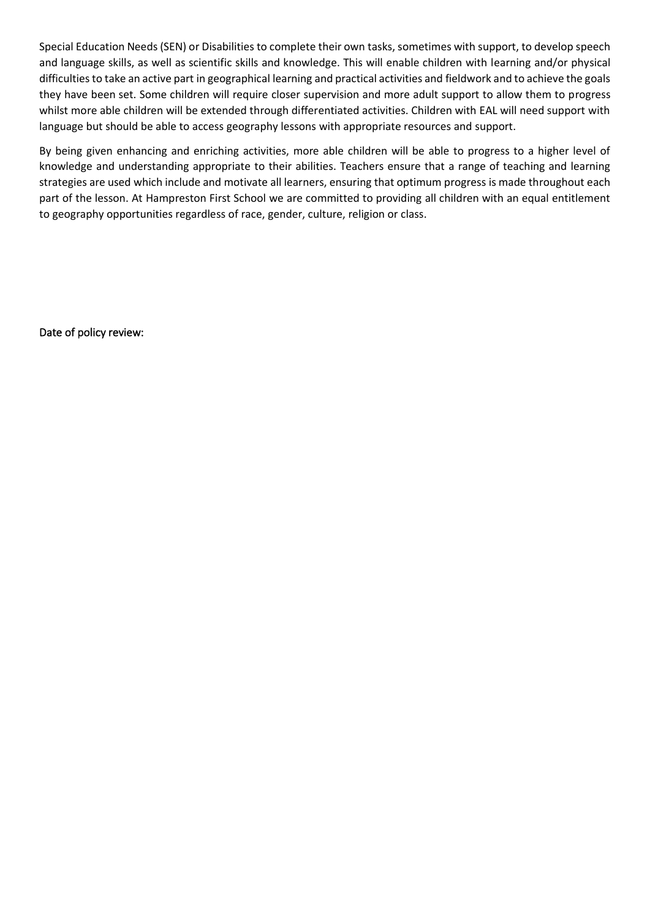Special Education Needs (SEN) or Disabilities to complete their own tasks, sometimes with support, to develop speech and language skills, as well as scientific skills and knowledge. This will enable children with learning and/or physical difficulties to take an active part in geographical learning and practical activities and fieldwork and to achieve the goals they have been set. Some children will require closer supervision and more adult support to allow them to progress whilst more able children will be extended through differentiated activities. Children with EAL will need support with language but should be able to access geography lessons with appropriate resources and support.

By being given enhancing and enriching activities, more able children will be able to progress to a higher level of knowledge and understanding appropriate to their abilities. Teachers ensure that a range of teaching and learning strategies are used which include and motivate all learners, ensuring that optimum progress is made throughout each part of the lesson. At Hampreston First School we are committed to providing all children with an equal entitlement to geography opportunities regardless of race, gender, culture, religion or class.

Date of policy review: